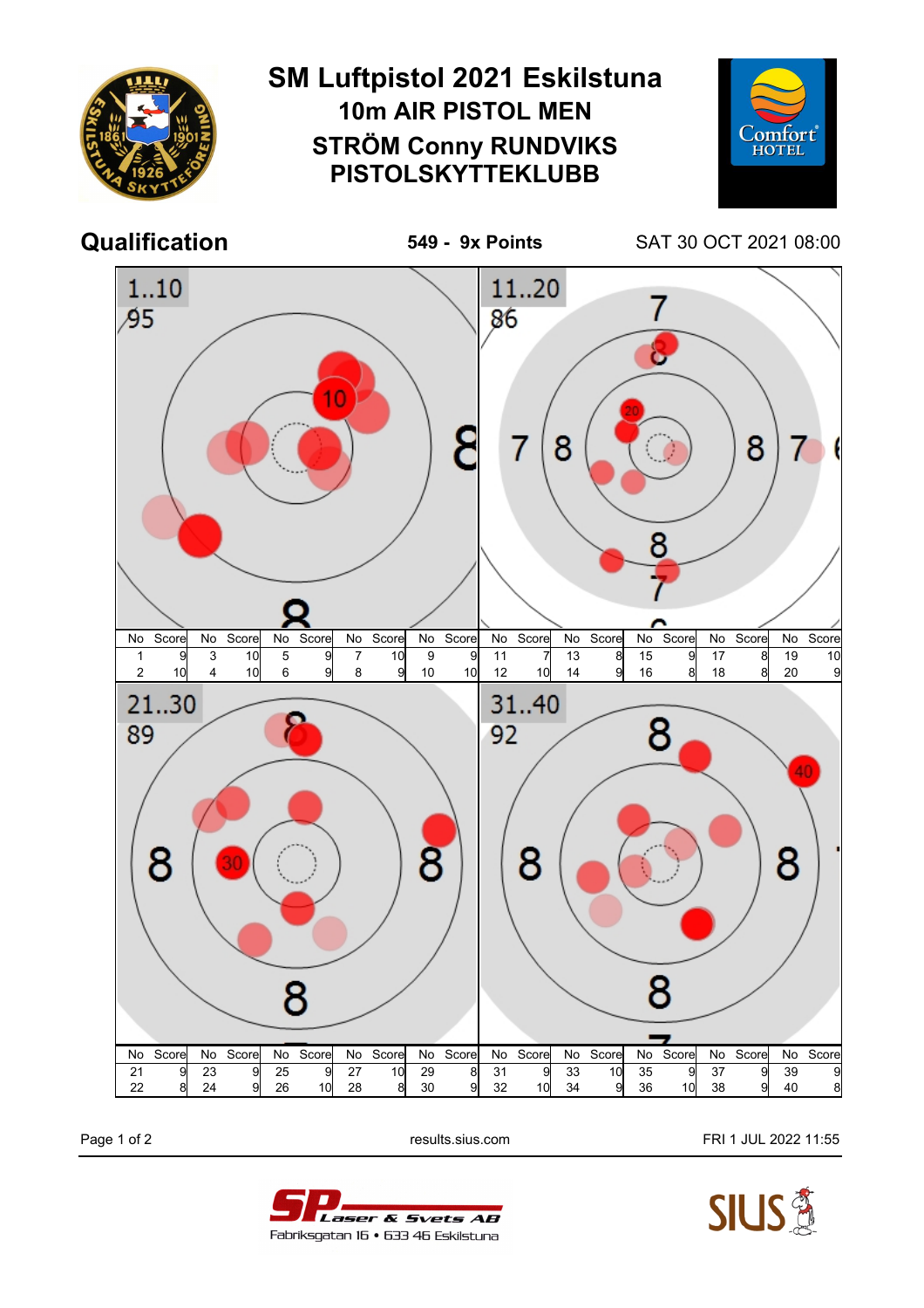# SM Luftpistol 2021 Eskilstuna

## 10m AIR PISTOL MEN

## STRÖM Conny RUNDVIKS PISTOLSKYTTEKLUBB

**Qualification** **549 - 9x Points** SAT 30 OCT 2021 08:00

1..10
95

11..20
86

| No | Score | No | Score | No | Score | No | Score | No | Score | No | Score | No | Score | No | Score | No | Score | No | Score |
|---|---|---|---|---|---|---|---|---|---|---|---|---|---|---|---|---|---|---|---|
| 1 | 9 | 3 | 10 | 5 | 9 | 7 | 10 | 9 | 9 | 11 | 7 | 13 | 8 | 15 | 9 | 17 | 8 | 19 | 10 |
| 2 | 10 | 4 | 10 | 6 | 9 | 8 | 9 | 10 | 10 | 12 | 10 | 14 | 9 | 16 | 8 | 18 | 8 | 20 | 9 |

21..30
89

31..40
92

| No | Score | No | Score | No | Score | No | Score | No | Score | No | Score | No | Score | No | Score | No | Score | No | Score |
|---|---|---|---|---|---|---|---|---|---|---|---|---|---|---|---|---|---|---|---|
| 21 | 9 | 23 | 9 | 25 | 9 | 27 | 10 | 29 | 8 | 31 | 9 | 33 | 10 | 35 | 9 | 37 | 9 | 39 | 9 |
| 22 | 8 | 24 | 9 | 26 | 10 | 28 | 8 | 30 | 9 | 32 | 10 | 34 | 9 | 36 | 10 | 38 | 9 | 40 | 8 |

results.sius.com FRI 1 JUL 2022 11:55

SP Laser & Svets AB
Fabriksgatan 16 • 633 46 Eskilstuna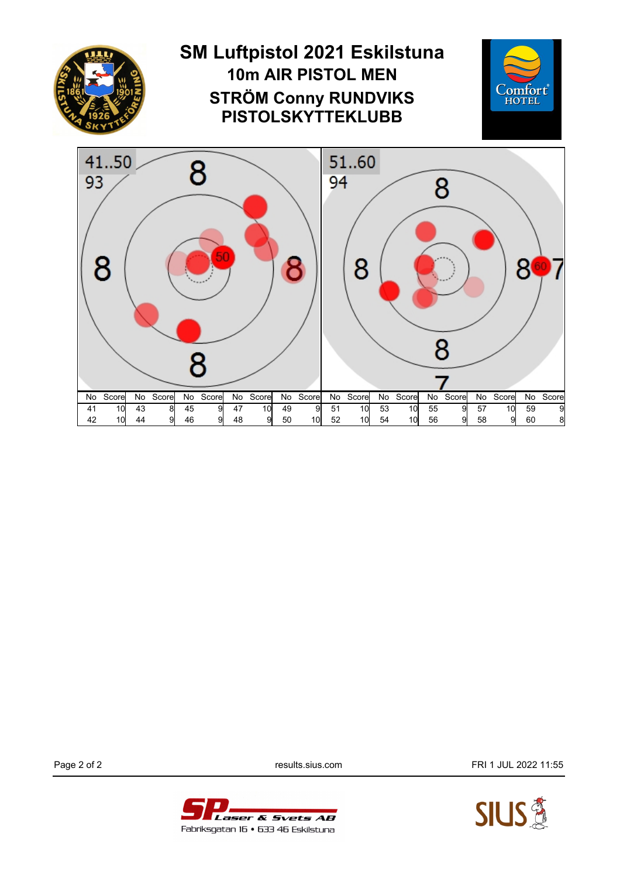# SM Luftpistol 2021 Eskilstuna

## 10m AIR PISTOL MEN

## STRÖM Conny RUNDVIKS PISTOLSKYTTEKLUBB

41..50
93

51..60
94

| No | Score | No | Score | No | Score | No | Score | No | Score | No | Score | No | Score | No | Score | No | Score | No | Score |
|---|---|---|---|---|---|---|---|---|---|---|---|---|---|---|---|---|---|---|---|
| 41 | 10 | 43 | 8 | 45 | 9 | 47 | 10 | 49 | 9 | 51 | 10 | 53 | 10 | 55 | 9 | 57 | 10 | 59 | 9 |
| 42 | 10 | 44 | 9 | 46 | 9 | 48 | 9 | 50 | 10 | 52 | 10 | 54 | 10 | 56 | 9 | 58 | 9 | 60 | 8 |

results.sius.com

FRI 1 JUL 2022 11:55

SP Laser & Svets AB
Fabriksgatan 16 • 633 46 Eskilstuna